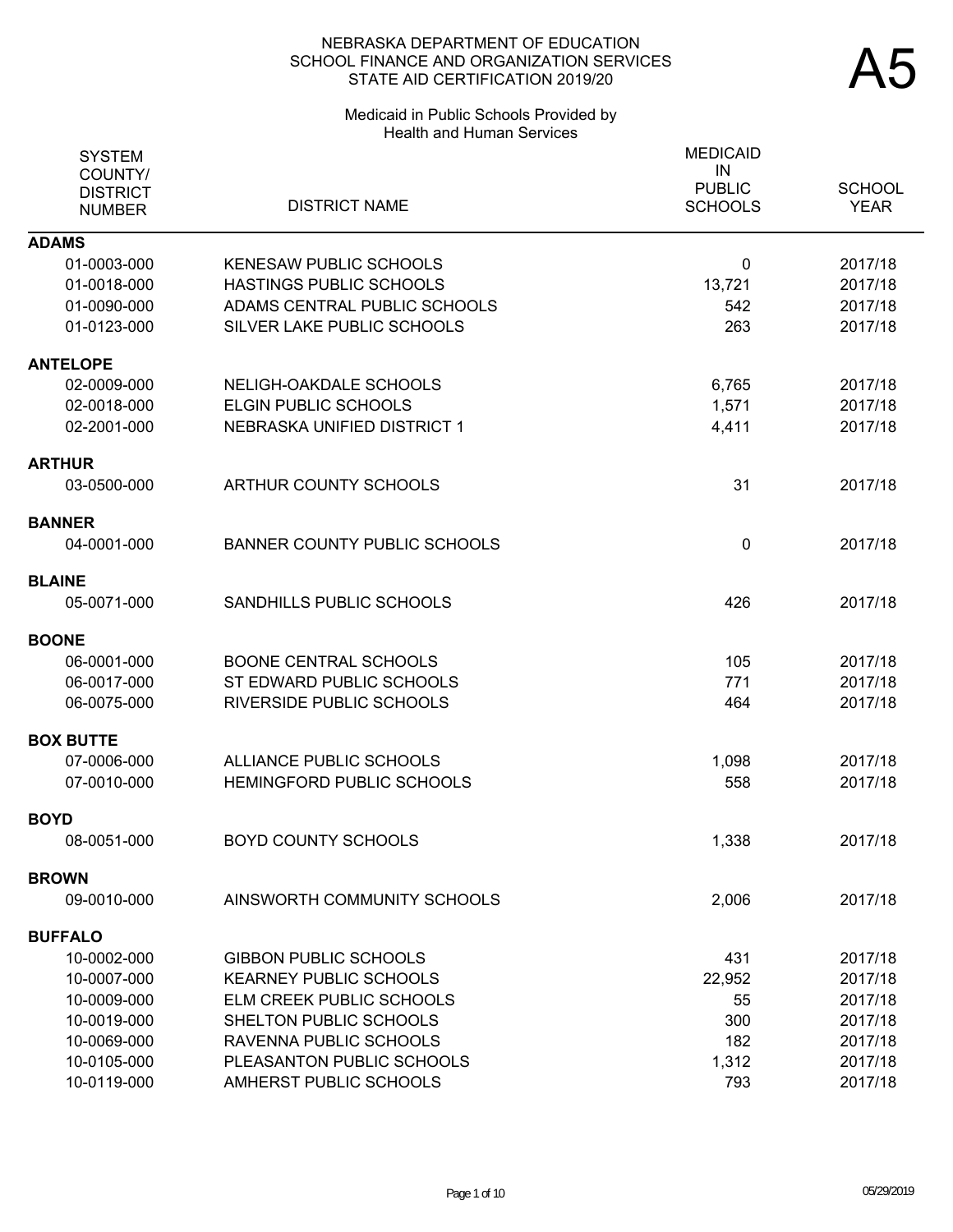# NEBRASKA DEPARTMENT OF EDUCATION
## SCHOOL FINANCE AND ORGANIZATION SERVICES
## STATE AID CERTIFICATION 2019/20

# A5

### Medicaid in Public Schools Provided by Health and Human Services

| SYSTEM COUNTY/ DISTRICT NUMBER | DISTRICT NAME | MEDICAID IN PUBLIC SCHOOLS | SCHOOL YEAR |
|---|---|---|---|
| **ADAMS** | | | |
| 01-0003-000 | KENESAW PUBLIC SCHOOLS | 0 | 2017/18 |
| 01-0018-000 | HASTINGS PUBLIC SCHOOLS | 13,721 | 2017/18 |
| 01-0090-000 | ADAMS CENTRAL PUBLIC SCHOOLS | 542 | 2017/18 |
| 01-0123-000 | SILVER LAKE PUBLIC SCHOOLS | 263 | 2017/18 |
| **ANTELOPE** | | | |
| 02-0009-000 | NELIGH-OAKDALE SCHOOLS | 6,765 | 2017/18 |
| 02-0018-000 | ELGIN PUBLIC SCHOOLS | 1,571 | 2017/18 |
| 02-2001-000 | NEBRASKA UNIFIED DISTRICT 1 | 4,411 | 2017/18 |
| **ARTHUR** | | | |
| 03-0500-000 | ARTHUR COUNTY SCHOOLS | 31 | 2017/18 |
| **BANNER** | | | |
| 04-0001-000 | BANNER COUNTY PUBLIC SCHOOLS | 0 | 2017/18 |
| **BLAINE** | | | |
| 05-0071-000 | SANDHILLS PUBLIC SCHOOLS | 426 | 2017/18 |
| **BOONE** | | | |
| 06-0001-000 | BOONE CENTRAL SCHOOLS | 105 | 2017/18 |
| 06-0017-000 | ST EDWARD PUBLIC SCHOOLS | 771 | 2017/18 |
| 06-0075-000 | RIVERSIDE PUBLIC SCHOOLS | 464 | 2017/18 |
| **BOX BUTTE** | | | |
| 07-0006-000 | ALLIANCE PUBLIC SCHOOLS | 1,098 | 2017/18 |
| 07-0010-000 | HEMINGFORD PUBLIC SCHOOLS | 558 | 2017/18 |
| **BOYD** | | | |
| 08-0051-000 | BOYD COUNTY SCHOOLS | 1,338 | 2017/18 |
| **BROWN** | | | |
| 09-0010-000 | AINSWORTH COMMUNITY SCHOOLS | 2,006 | 2017/18 |
| **BUFFALO** | | | |
| 10-0002-000 | GIBBON PUBLIC SCHOOLS | 431 | 2017/18 |
| 10-0007-000 | KEARNEY PUBLIC SCHOOLS | 22,952 | 2017/18 |
| 10-0009-000 | ELM CREEK PUBLIC SCHOOLS | 55 | 2017/18 |
| 10-0019-000 | SHELTON PUBLIC SCHOOLS | 300 | 2017/18 |
| 10-0069-000 | RAVENNA PUBLIC SCHOOLS | 182 | 2017/18 |
| 10-0105-000 | PLEASANTON PUBLIC SCHOOLS | 1,312 | 2017/18 |
| 10-0119-000 | AMHERST PUBLIC SCHOOLS | 793 | 2017/18 |

05/29/2019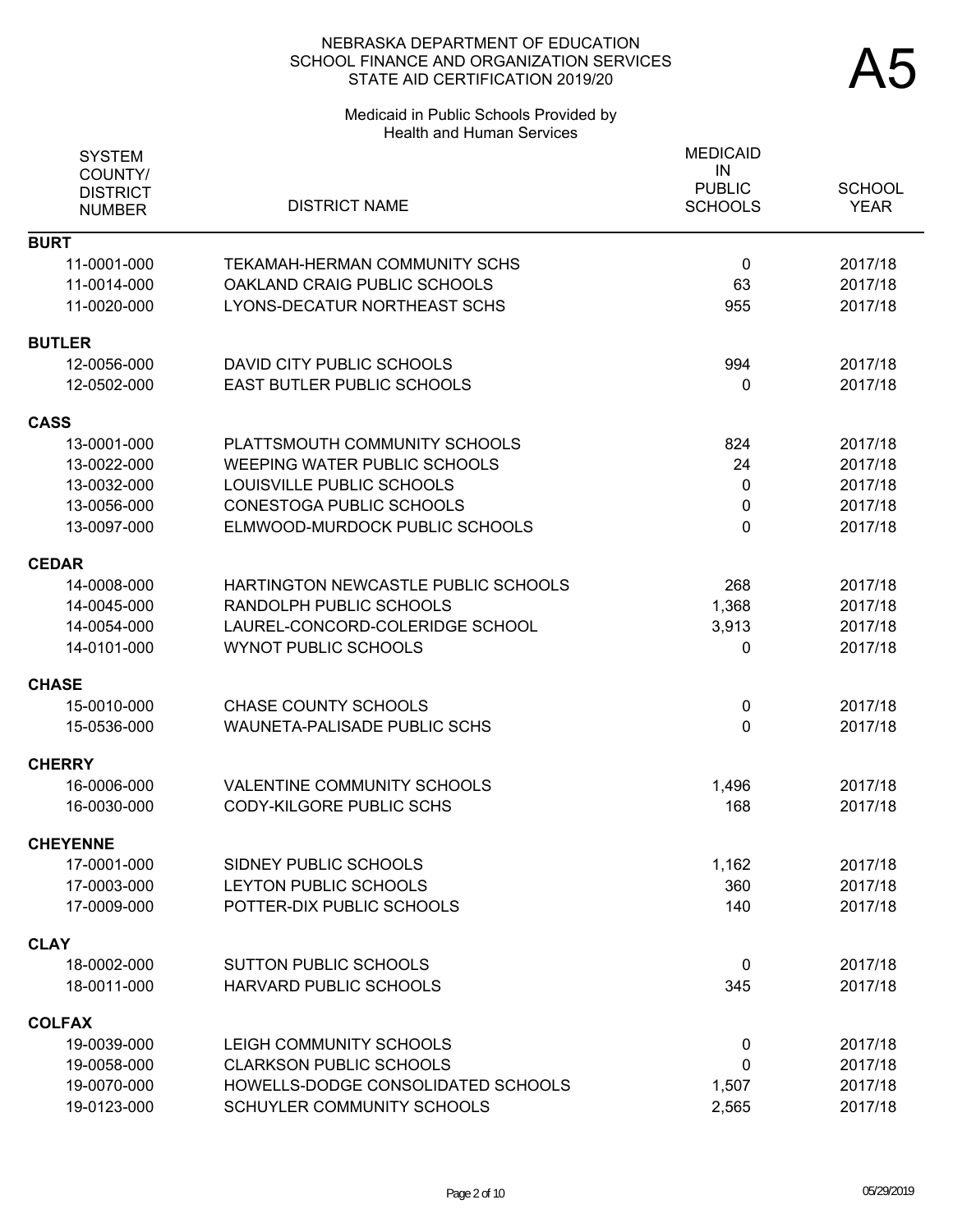NEBRASKA DEPARTMENT OF EDUCATION
SCHOOL FINANCE AND ORGANIZATION SERVICES
STATE AID CERTIFICATION 2019/20

# A5

Medicaid in Public Schools Provided by Health and Human Services

| SYSTEM COUNTY/ DISTRICT NUMBER | DISTRICT NAME | MEDICAID IN PUBLIC SCHOOLS | SCHOOL YEAR |
|---|---|---|---|
| **BURT** | | | |
| 11-0001-000 | TEKAMAH-HERMAN COMMUNITY SCHS | 0 | 2017/18 |
| 11-0014-000 | OAKLAND CRAIG PUBLIC SCHOOLS | 63 | 2017/18 |
| 11-0020-000 | LYONS-DECATUR NORTHEAST SCHS | 955 | 2017/18 |
| **BUTLER** | | | |
| 12-0056-000 | DAVID CITY PUBLIC SCHOOLS | 994 | 2017/18 |
| 12-0502-000 | EAST BUTLER PUBLIC SCHOOLS | 0 | 2017/18 |
| **CASS** | | | |
| 13-0001-000 | PLATTSMOUTH COMMUNITY SCHOOLS | 824 | 2017/18 |
| 13-0022-000 | WEEPING WATER PUBLIC SCHOOLS | 24 | 2017/18 |
| 13-0032-000 | LOUISVILLE PUBLIC SCHOOLS | 0 | 2017/18 |
| 13-0056-000 | CONESTOGA PUBLIC SCHOOLS | 0 | 2017/18 |
| 13-0097-000 | ELMWOOD-MURDOCK PUBLIC SCHOOLS | 0 | 2017/18 |
| **CEDAR** | | | |
| 14-0008-000 | HARTINGTON NEWCASTLE PUBLIC SCHOOLS | 268 | 2017/18 |
| 14-0045-000 | RANDOLPH PUBLIC SCHOOLS | 1,368 | 2017/18 |
| 14-0054-000 | LAUREL-CONCORD-COLERIDGE SCHOOL | 3,913 | 2017/18 |
| 14-0101-000 | WYNOT PUBLIC SCHOOLS | 0 | 2017/18 |
| **CHASE** | | | |
| 15-0010-000 | CHASE COUNTY SCHOOLS | 0 | 2017/18 |
| 15-0536-000 | WAUNETA-PALISADE PUBLIC SCHS | 0 | 2017/18 |
| **CHERRY** | | | |
| 16-0006-000 | VALENTINE COMMUNITY SCHOOLS | 1,496 | 2017/18 |
| 16-0030-000 | CODY-KILGORE PUBLIC SCHS | 168 | 2017/18 |
| **CHEYENNE** | | | |
| 17-0001-000 | SIDNEY PUBLIC SCHOOLS | 1,162 | 2017/18 |
| 17-0003-000 | LEYTON PUBLIC SCHOOLS | 360 | 2017/18 |
| 17-0009-000 | POTTER-DIX PUBLIC SCHOOLS | 140 | 2017/18 |
| **CLAY** | | | |
| 18-0002-000 | SUTTON PUBLIC SCHOOLS | 0 | 2017/18 |
| 18-0011-000 | HARVARD PUBLIC SCHOOLS | 345 | 2017/18 |
| **COLFAX** | | | |
| 19-0039-000 | LEIGH COMMUNITY SCHOOLS | 0 | 2017/18 |
| 19-0058-000 | CLARKSON PUBLIC SCHOOLS | 0 | 2017/18 |
| 19-0070-000 | HOWELLS-DODGE CONSOLIDATED SCHOOLS | 1,507 | 2017/18 |
| 19-0123-000 | SCHUYLER COMMUNITY SCHOOLS | 2,565 | 2017/18 |

05/29/2019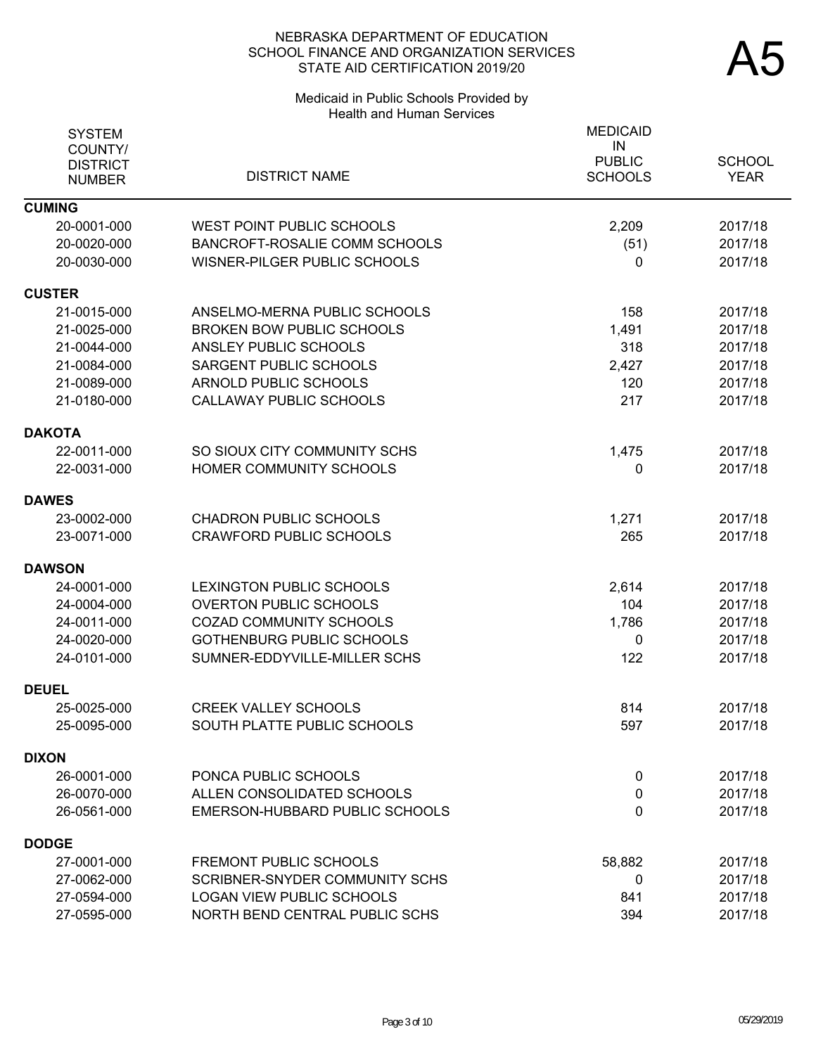NEBRASKA DEPARTMENT OF EDUCATION
SCHOOL FINANCE AND ORGANIZATION SERVICES
STATE AID CERTIFICATION 2019/20

# A5

Medicaid in Public Schools Provided by Health and Human Services

| SYSTEM COUNTY/ DISTRICT NUMBER | DISTRICT NAME | MEDICAID IN PUBLIC SCHOOLS | SCHOOL YEAR |
|---|---|---|---|
| **CUMING** | | | |
| 20-0001-000 | WEST POINT PUBLIC SCHOOLS | 2,209 | 2017/18 |
| 20-0020-000 | BANCROFT-ROSALIE COMM SCHOOLS | (51) | 2017/18 |
| 20-0030-000 | WISNER-PILGER PUBLIC SCHOOLS | 0 | 2017/18 |
| **CUSTER** | | | |
| 21-0015-000 | ANSELMO-MERNA PUBLIC SCHOOLS | 158 | 2017/18 |
| 21-0025-000 | BROKEN BOW PUBLIC SCHOOLS | 1,491 | 2017/18 |
| 21-0044-000 | ANSLEY PUBLIC SCHOOLS | 318 | 2017/18 |
| 21-0084-000 | SARGENT PUBLIC SCHOOLS | 2,427 | 2017/18 |
| 21-0089-000 | ARNOLD PUBLIC SCHOOLS | 120 | 2017/18 |
| 21-0180-000 | CALLAWAY PUBLIC SCHOOLS | 217 | 2017/18 |
| **DAKOTA** | | | |
| 22-0011-000 | SO SIOUX CITY COMMUNITY SCHS | 1,475 | 2017/18 |
| 22-0031-000 | HOMER COMMUNITY SCHOOLS | 0 | 2017/18 |
| **DAWES** | | | |
| 23-0002-000 | CHADRON PUBLIC SCHOOLS | 1,271 | 2017/18 |
| 23-0071-000 | CRAWFORD PUBLIC SCHOOLS | 265 | 2017/18 |
| **DAWSON** | | | |
| 24-0001-000 | LEXINGTON PUBLIC SCHOOLS | 2,614 | 2017/18 |
| 24-0004-000 | OVERTON PUBLIC SCHOOLS | 104 | 2017/18 |
| 24-0011-000 | COZAD COMMUNITY SCHOOLS | 1,786 | 2017/18 |
| 24-0020-000 | GOTHENBURG PUBLIC SCHOOLS | 0 | 2017/18 |
| 24-0101-000 | SUMNER-EDDYVILLE-MILLER SCHS | 122 | 2017/18 |
| **DEUEL** | | | |
| 25-0025-000 | CREEK VALLEY SCHOOLS | 814 | 2017/18 |
| 25-0095-000 | SOUTH PLATTE PUBLIC SCHOOLS | 597 | 2017/18 |
| **DIXON** | | | |
| 26-0001-000 | PONCA PUBLIC SCHOOLS | 0 | 2017/18 |
| 26-0070-000 | ALLEN CONSOLIDATED SCHOOLS | 0 | 2017/18 |
| 26-0561-000 | EMERSON-HUBBARD PUBLIC SCHOOLS | 0 | 2017/18 |
| **DODGE** | | | |
| 27-0001-000 | FREMONT PUBLIC SCHOOLS | 58,882 | 2017/18 |
| 27-0062-000 | SCRIBNER-SNYDER COMMUNITY SCHS | 0 | 2017/18 |
| 27-0594-000 | LOGAN VIEW PUBLIC SCHOOLS | 841 | 2017/18 |
| 27-0595-000 | NORTH BEND CENTRAL PUBLIC SCHS | 394 | 2017/18 |

05/29/2019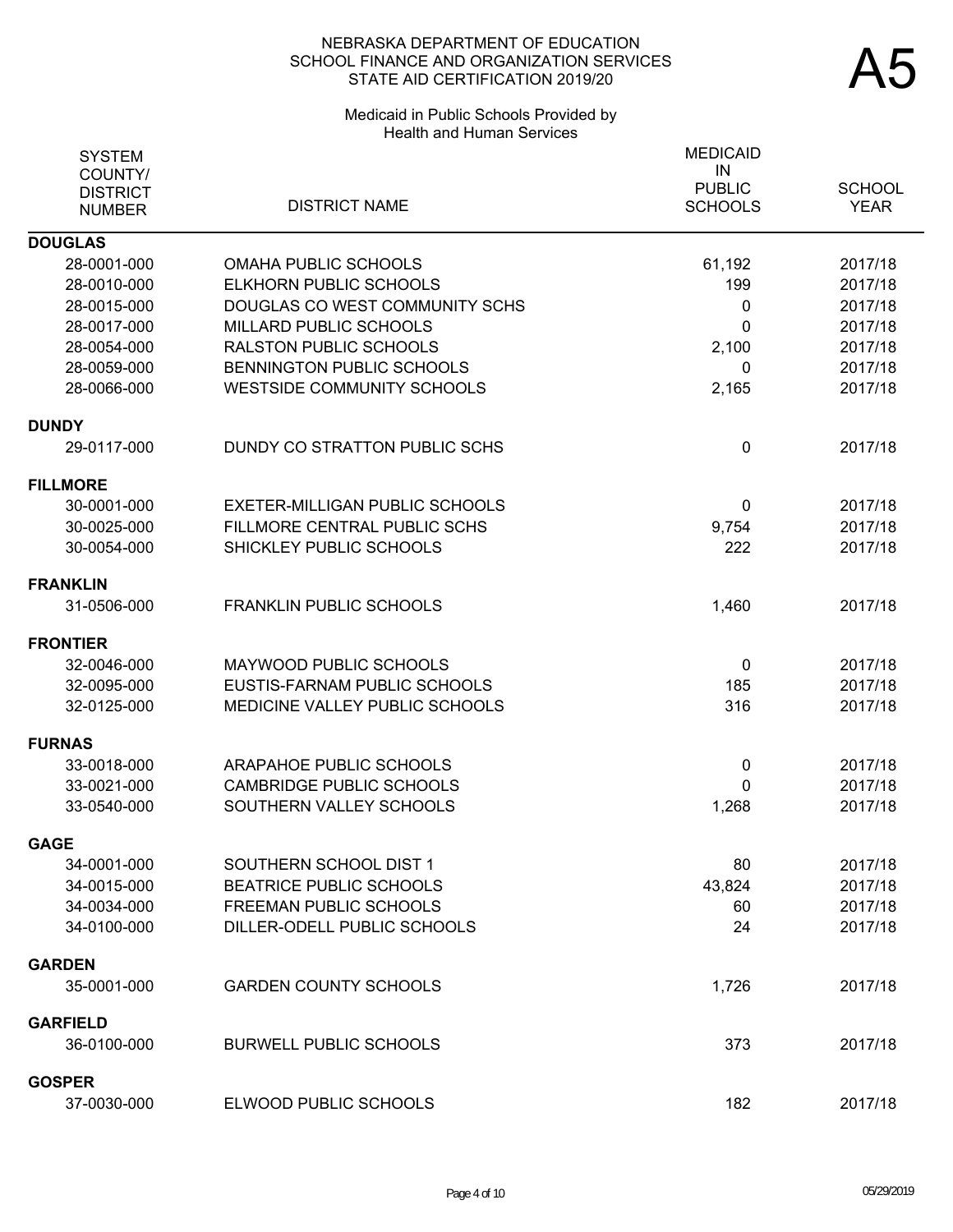NEBRASKA DEPARTMENT OF EDUCATION
SCHOOL FINANCE AND ORGANIZATION SERVICES
STATE AID CERTIFICATION 2019/20

# A5

Medicaid in Public Schools Provided by Health and Human Services

| SYSTEM COUNTY/ DISTRICT NUMBER | DISTRICT NAME | MEDICAID IN PUBLIC SCHOOLS | SCHOOL YEAR |
|---|---|---|---|
| **DOUGLAS** | | | |
| 28-0001-000 | OMAHA PUBLIC SCHOOLS | 61,192 | 2017/18 |
| 28-0010-000 | ELKHORN PUBLIC SCHOOLS | 199 | 2017/18 |
| 28-0015-000 | DOUGLAS CO WEST COMMUNITY SCHS | 0 | 2017/18 |
| 28-0017-000 | MILLARD PUBLIC SCHOOLS | 0 | 2017/18 |
| 28-0054-000 | RALSTON PUBLIC SCHOOLS | 2,100 | 2017/18 |
| 28-0059-000 | BENNINGTON PUBLIC SCHOOLS | 0 | 2017/18 |
| 28-0066-000 | WESTSIDE COMMUNITY SCHOOLS | 2,165 | 2017/18 |
| **DUNDY** | | | |
| 29-0117-000 | DUNDY CO STRATTON PUBLIC SCHS | 0 | 2017/18 |
| **FILLMORE** | | | |
| 30-0001-000 | EXETER-MILLIGAN PUBLIC SCHOOLS | 0 | 2017/18 |
| 30-0025-000 | FILLMORE CENTRAL PUBLIC SCHS | 9,754 | 2017/18 |
| 30-0054-000 | SHICKLEY PUBLIC SCHOOLS | 222 | 2017/18 |
| **FRANKLIN** | | | |
| 31-0506-000 | FRANKLIN PUBLIC SCHOOLS | 1,460 | 2017/18 |
| **FRONTIER** | | | |
| 32-0046-000 | MAYWOOD PUBLIC SCHOOLS | 0 | 2017/18 |
| 32-0095-000 | EUSTIS-FARNAM PUBLIC SCHOOLS | 185 | 2017/18 |
| 32-0125-000 | MEDICINE VALLEY PUBLIC SCHOOLS | 316 | 2017/18 |
| **FURNAS** | | | |
| 33-0018-000 | ARAPAHOE PUBLIC SCHOOLS | 0 | 2017/18 |
| 33-0021-000 | CAMBRIDGE PUBLIC SCHOOLS | 0 | 2017/18 |
| 33-0540-000 | SOUTHERN VALLEY SCHOOLS | 1,268 | 2017/18 |
| **GAGE** | | | |
| 34-0001-000 | SOUTHERN SCHOOL DIST 1 | 80 | 2017/18 |
| 34-0015-000 | BEATRICE PUBLIC SCHOOLS | 43,824 | 2017/18 |
| 34-0034-000 | FREEMAN PUBLIC SCHOOLS | 60 | 2017/18 |
| 34-0100-000 | DILLER-ODELL PUBLIC SCHOOLS | 24 | 2017/18 |
| **GARDEN** | | | |
| 35-0001-000 | GARDEN COUNTY SCHOOLS | 1,726 | 2017/18 |
| **GARFIELD** | | | |
| 36-0100-000 | BURWELL PUBLIC SCHOOLS | 373 | 2017/18 |
| **GOSPER** | | | |
| 37-0030-000 | ELWOOD PUBLIC SCHOOLS | 182 | 2017/18 |

05/29/2019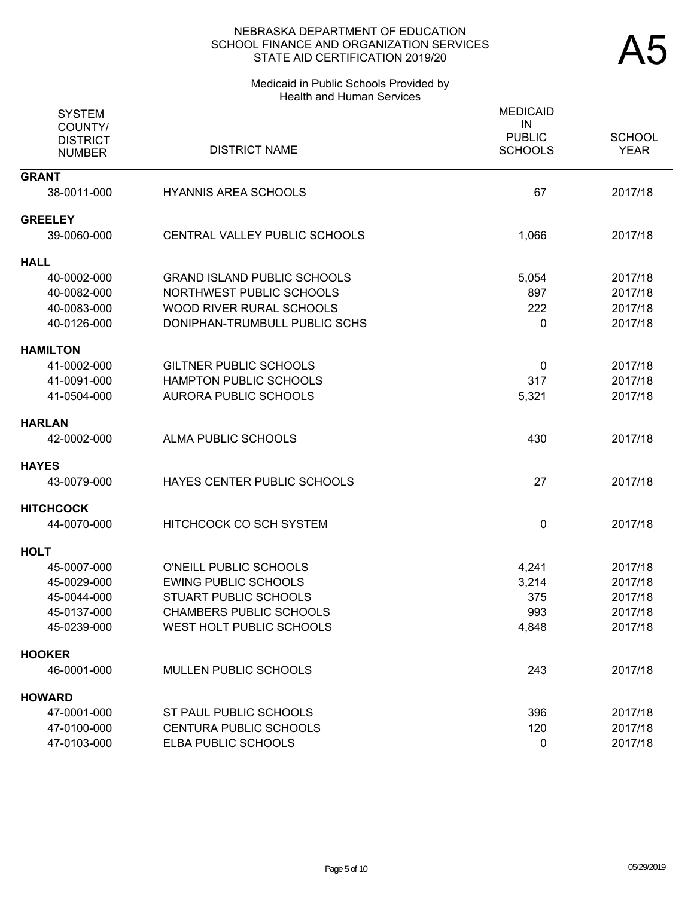# NEBRASKA DEPARTMENT OF EDUCATION
## SCHOOL FINANCE AND ORGANIZATION SERVICES
## STATE AID CERTIFICATION 2019/20

**A5**

### Medicaid in Public Schools Provided by Health and Human Services

| SYSTEM COUNTY/ DISTRICT NUMBER | DISTRICT NAME | MEDICAID IN PUBLIC SCHOOLS | SCHOOL YEAR |
|---|---|---|---|
| **GRANT** | | | |
| 38-0011-000 | HYANNIS AREA SCHOOLS | 67 | 2017/18 |
| **GREELEY** | | | |
| 39-0060-000 | CENTRAL VALLEY PUBLIC SCHOOLS | 1,066 | 2017/18 |
| **HALL** | | | |
| 40-0002-000 | GRAND ISLAND PUBLIC SCHOOLS | 5,054 | 2017/18 |
| 40-0082-000 | NORTHWEST PUBLIC SCHOOLS | 897 | 2017/18 |
| 40-0083-000 | WOOD RIVER RURAL SCHOOLS | 222 | 2017/18 |
| 40-0126-000 | DONIPHAN-TRUMBULL PUBLIC SCHS | 0 | 2017/18 |
| **HAMILTON** | | | |
| 41-0002-000 | GILTNER PUBLIC SCHOOLS | 0 | 2017/18 |
| 41-0091-000 | HAMPTON PUBLIC SCHOOLS | 317 | 2017/18 |
| 41-0504-000 | AURORA PUBLIC SCHOOLS | 5,321 | 2017/18 |
| **HARLAN** | | | |
| 42-0002-000 | ALMA PUBLIC SCHOOLS | 430 | 2017/18 |
| **HAYES** | | | |
| 43-0079-000 | HAYES CENTER PUBLIC SCHOOLS | 27 | 2017/18 |
| **HITCHCOCK** | | | |
| 44-0070-000 | HITCHCOCK CO SCH SYSTEM | 0 | 2017/18 |
| **HOLT** | | | |
| 45-0007-000 | O'NEILL PUBLIC SCHOOLS | 4,241 | 2017/18 |
| 45-0029-000 | EWING PUBLIC SCHOOLS | 3,214 | 2017/18 |
| 45-0044-000 | STUART PUBLIC SCHOOLS | 375 | 2017/18 |
| 45-0137-000 | CHAMBERS PUBLIC SCHOOLS | 993 | 2017/18 |
| 45-0239-000 | WEST HOLT PUBLIC SCHOOLS | 4,848 | 2017/18 |
| **HOOKER** | | | |
| 46-0001-000 | MULLEN PUBLIC SCHOOLS | 243 | 2017/18 |
| **HOWARD** | | | |
| 47-0001-000 | ST PAUL PUBLIC SCHOOLS | 396 | 2017/18 |
| 47-0100-000 | CENTURA PUBLIC SCHOOLS | 120 | 2017/18 |
| 47-0103-000 | ELBA PUBLIC SCHOOLS | 0 | 2017/18 |

05/29/2019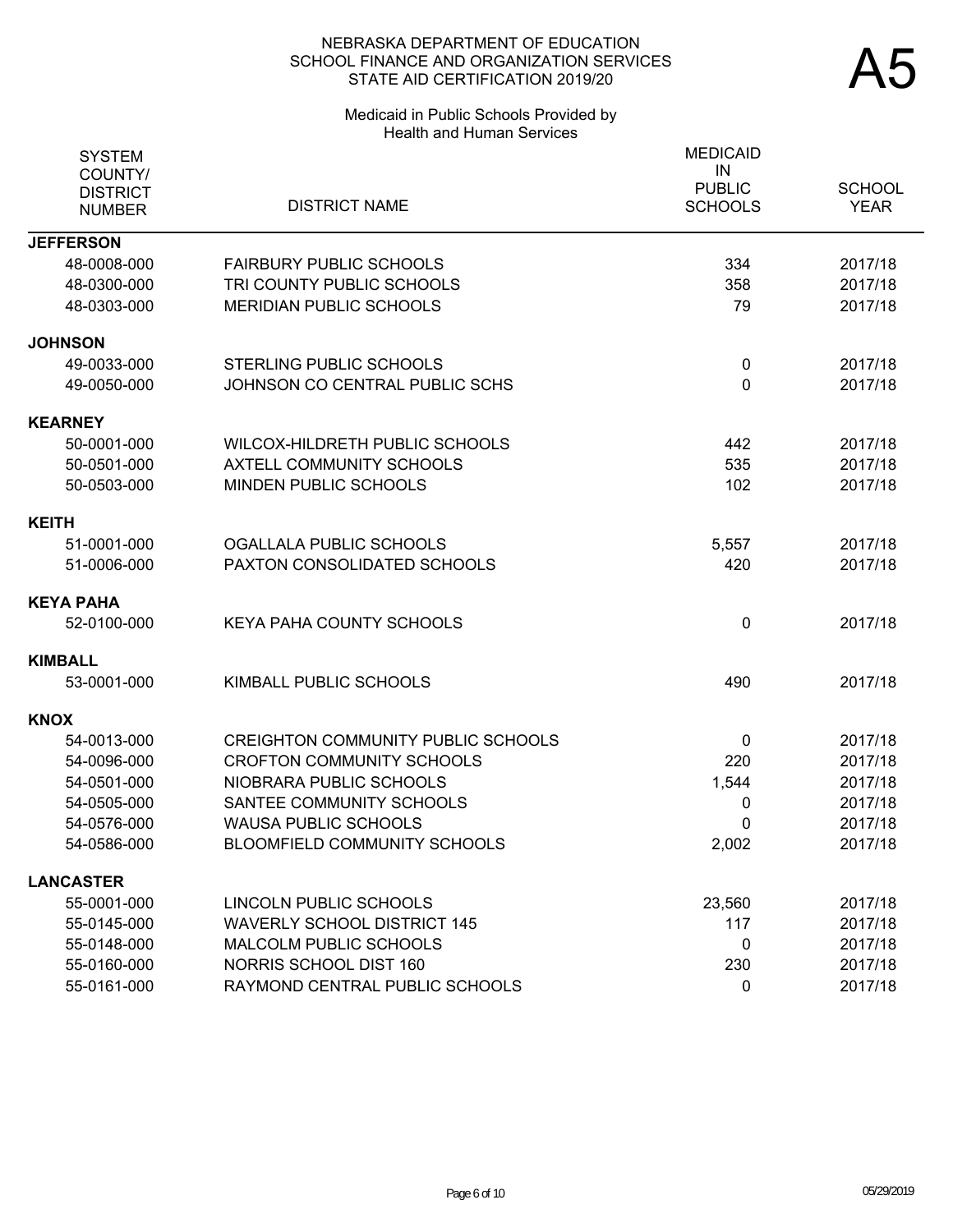NEBRASKA DEPARTMENT OF EDUCATION
SCHOOL FINANCE AND ORGANIZATION SERVICES
STATE AID CERTIFICATION 2019/20

# A5

Medicaid in Public Schools Provided by
Health and Human Services

| SYSTEM COUNTY/ DISTRICT NUMBER | DISTRICT NAME | MEDICAID IN PUBLIC SCHOOLS | SCHOOL YEAR |
|---|---|---|---|
| **JEFFERSON** | | | |
| 48-0008-000 | FAIRBURY PUBLIC SCHOOLS | 334 | 2017/18 |
| 48-0300-000 | TRI COUNTY PUBLIC SCHOOLS | 358 | 2017/18 |
| 48-0303-000 | MERIDIAN PUBLIC SCHOOLS | 79 | 2017/18 |
| **JOHNSON** | | | |
| 49-0033-000 | STERLING PUBLIC SCHOOLS | 0 | 2017/18 |
| 49-0050-000 | JOHNSON CO CENTRAL PUBLIC SCHS | 0 | 2017/18 |
| **KEARNEY** | | | |
| 50-0001-000 | WILCOX-HILDRETH PUBLIC SCHOOLS | 442 | 2017/18 |
| 50-0501-000 | AXTELL COMMUNITY SCHOOLS | 535 | 2017/18 |
| 50-0503-000 | MINDEN PUBLIC SCHOOLS | 102 | 2017/18 |
| **KEITH** | | | |
| 51-0001-000 | OGALLALA PUBLIC SCHOOLS | 5,557 | 2017/18 |
| 51-0006-000 | PAXTON CONSOLIDATED SCHOOLS | 420 | 2017/18 |
| **KEYA PAHA** | | | |
| 52-0100-000 | KEYA PAHA COUNTY SCHOOLS | 0 | 2017/18 |
| **KIMBALL** | | | |
| 53-0001-000 | KIMBALL PUBLIC SCHOOLS | 490 | 2017/18 |
| **KNOX** | | | |
| 54-0013-000 | CREIGHTON COMMUNITY PUBLIC SCHOOLS | 0 | 2017/18 |
| 54-0096-000 | CROFTON COMMUNITY SCHOOLS | 220 | 2017/18 |
| 54-0501-000 | NIOBRARA PUBLIC SCHOOLS | 1,544 | 2017/18 |
| 54-0505-000 | SANTEE COMMUNITY SCHOOLS | 0 | 2017/18 |
| 54-0576-000 | WAUSA PUBLIC SCHOOLS | 0 | 2017/18 |
| 54-0586-000 | BLOOMFIELD COMMUNITY SCHOOLS | 2,002 | 2017/18 |
| **LANCASTER** | | | |
| 55-0001-000 | LINCOLN PUBLIC SCHOOLS | 23,560 | 2017/18 |
| 55-0145-000 | WAVERLY SCHOOL DISTRICT 145 | 117 | 2017/18 |
| 55-0148-000 | MALCOLM PUBLIC SCHOOLS | 0 | 2017/18 |
| 55-0160-000 | NORRIS SCHOOL DIST 160 | 230 | 2017/18 |
| 55-0161-000 | RAYMOND CENTRAL PUBLIC SCHOOLS | 0 | 2017/18 |

05/29/2019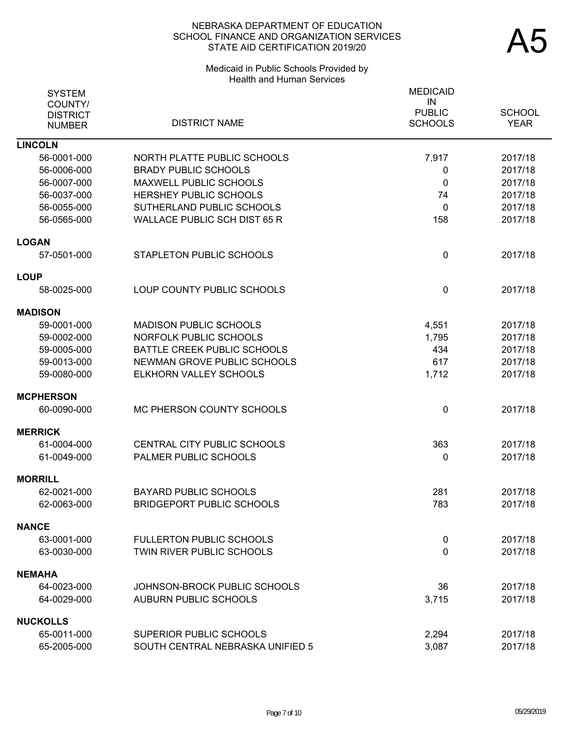NEBRASKA DEPARTMENT OF EDUCATION
SCHOOL FINANCE AND ORGANIZATION SERVICES
STATE AID CERTIFICATION 2019/20

# A5

Medicaid in Public Schools Provided by
Health and Human Services

| SYSTEM COUNTY/ DISTRICT NUMBER | DISTRICT NAME | MEDICAID IN PUBLIC SCHOOLS | SCHOOL YEAR |
|---|---|---|---|
| **LINCOLN** | | | |
| 56-0001-000 | NORTH PLATTE PUBLIC SCHOOLS | 7,917 | 2017/18 |
| 56-0006-000 | BRADY PUBLIC SCHOOLS | 0 | 2017/18 |
| 56-0007-000 | MAXWELL PUBLIC SCHOOLS | 0 | 2017/18 |
| 56-0037-000 | HERSHEY PUBLIC SCHOOLS | 74 | 2017/18 |
| 56-0055-000 | SUTHERLAND PUBLIC SCHOOLS | 0 | 2017/18 |
| 56-0565-000 | WALLACE PUBLIC SCH DIST 65 R | 158 | 2017/18 |
| **LOGAN** | | | |
| 57-0501-000 | STAPLETON PUBLIC SCHOOLS | 0 | 2017/18 |
| **LOUP** | | | |
| 58-0025-000 | LOUP COUNTY PUBLIC SCHOOLS | 0 | 2017/18 |
| **MADISON** | | | |
| 59-0001-000 | MADISON PUBLIC SCHOOLS | 4,551 | 2017/18 |
| 59-0002-000 | NORFOLK PUBLIC SCHOOLS | 1,795 | 2017/18 |
| 59-0005-000 | BATTLE CREEK PUBLIC SCHOOLS | 434 | 2017/18 |
| 59-0013-000 | NEWMAN GROVE PUBLIC SCHOOLS | 617 | 2017/18 |
| 59-0080-000 | ELKHORN VALLEY SCHOOLS | 1,712 | 2017/18 |
| **MCPHERSON** | | | |
| 60-0090-000 | MC PHERSON COUNTY SCHOOLS | 0 | 2017/18 |
| **MERRICK** | | | |
| 61-0004-000 | CENTRAL CITY PUBLIC SCHOOLS | 363 | 2017/18 |
| 61-0049-000 | PALMER PUBLIC SCHOOLS | 0 | 2017/18 |
| **MORRILL** | | | |
| 62-0021-000 | BAYARD PUBLIC SCHOOLS | 281 | 2017/18 |
| 62-0063-000 | BRIDGEPORT PUBLIC SCHOOLS | 783 | 2017/18 |
| **NANCE** | | | |
| 63-0001-000 | FULLERTON PUBLIC SCHOOLS | 0 | 2017/18 |
| 63-0030-000 | TWIN RIVER PUBLIC SCHOOLS | 0 | 2017/18 |
| **NEMAHA** | | | |
| 64-0023-000 | JOHNSON-BROCK PUBLIC SCHOOLS | 36 | 2017/18 |
| 64-0029-000 | AUBURN PUBLIC SCHOOLS | 3,715 | 2017/18 |
| **NUCKOLLS** | | | |
| 65-0011-000 | SUPERIOR PUBLIC SCHOOLS | 2,294 | 2017/18 |
| 65-2005-000 | SOUTH CENTRAL NEBRASKA UNIFIED 5 | 3,087 | 2017/18 |

05/29/2019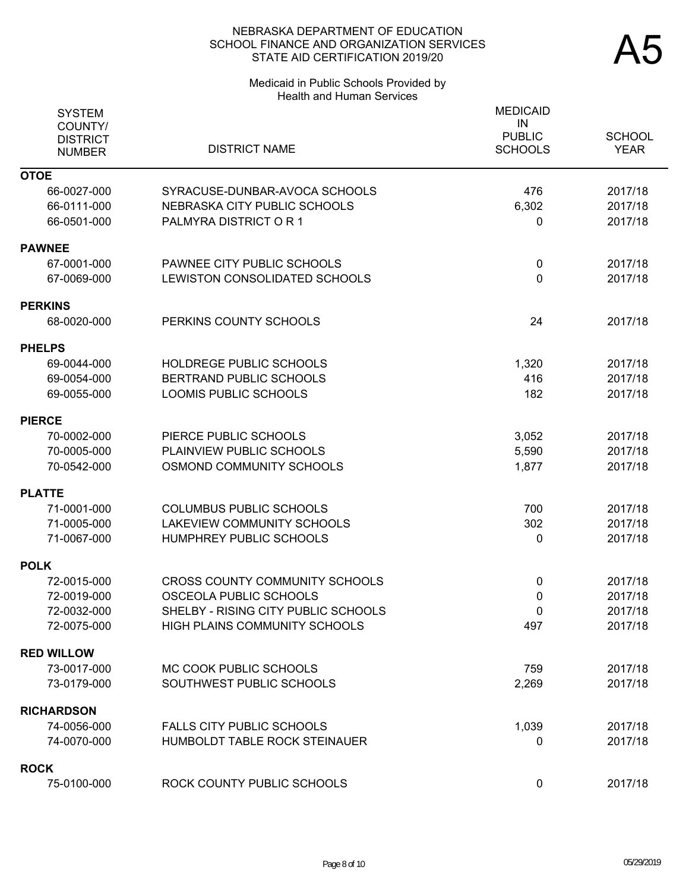NEBRASKA DEPARTMENT OF EDUCATION
SCHOOL FINANCE AND ORGANIZATION SERVICES
STATE AID CERTIFICATION 2019/20

A5

Medicaid in Public Schools Provided by Health and Human Services

| SYSTEM COUNTY/ DISTRICT NUMBER | DISTRICT NAME | MEDICAID IN PUBLIC SCHOOLS | SCHOOL YEAR |
|---|---|---|---|
| **OTOE** | | | |
| 66-0027-000 | SYRACUSE-DUNBAR-AVOCA SCHOOLS | 476 | 2017/18 |
| 66-0111-000 | NEBRASKA CITY PUBLIC SCHOOLS | 6,302 | 2017/18 |
| 66-0501-000 | PALMYRA DISTRICT O R 1 | 0 | 2017/18 |
| **PAWNEE** | | | |
| 67-0001-000 | PAWNEE CITY PUBLIC SCHOOLS | 0 | 2017/18 |
| 67-0069-000 | LEWISTON CONSOLIDATED SCHOOLS | 0 | 2017/18 |
| **PERKINS** | | | |
| 68-0020-000 | PERKINS COUNTY SCHOOLS | 24 | 2017/18 |
| **PHELPS** | | | |
| 69-0044-000 | HOLDREGE PUBLIC SCHOOLS | 1,320 | 2017/18 |
| 69-0054-000 | BERTRAND PUBLIC SCHOOLS | 416 | 2017/18 |
| 69-0055-000 | LOOMIS PUBLIC SCHOOLS | 182 | 2017/18 |
| **PIERCE** | | | |
| 70-0002-000 | PIERCE PUBLIC SCHOOLS | 3,052 | 2017/18 |
| 70-0005-000 | PLAINVIEW PUBLIC SCHOOLS | 5,590 | 2017/18 |
| 70-0542-000 | OSMOND COMMUNITY SCHOOLS | 1,877 | 2017/18 |
| **PLATTE** | | | |
| 71-0001-000 | COLUMBUS PUBLIC SCHOOLS | 700 | 2017/18 |
| 71-0005-000 | LAKEVIEW COMMUNITY SCHOOLS | 302 | 2017/18 |
| 71-0067-000 | HUMPHREY PUBLIC SCHOOLS | 0 | 2017/18 |
| **POLK** | | | |
| 72-0015-000 | CROSS COUNTY COMMUNITY SCHOOLS | 0 | 2017/18 |
| 72-0019-000 | OSCEOLA PUBLIC SCHOOLS | 0 | 2017/18 |
| 72-0032-000 | SHELBY - RISING CITY PUBLIC SCHOOLS | 0 | 2017/18 |
| 72-0075-000 | HIGH PLAINS COMMUNITY SCHOOLS | 497 | 2017/18 |
| **RED WILLOW** | | | |
| 73-0017-000 | MC COOK PUBLIC SCHOOLS | 759 | 2017/18 |
| 73-0179-000 | SOUTHWEST PUBLIC SCHOOLS | 2,269 | 2017/18 |
| **RICHARDSON** | | | |
| 74-0056-000 | FALLS CITY PUBLIC SCHOOLS | 1,039 | 2017/18 |
| 74-0070-000 | HUMBOLDT TABLE ROCK STEINAUER | 0 | 2017/18 |
| **ROCK** | | | |
| 75-0100-000 | ROCK COUNTY PUBLIC SCHOOLS | 0 | 2017/18 |

05/29/2019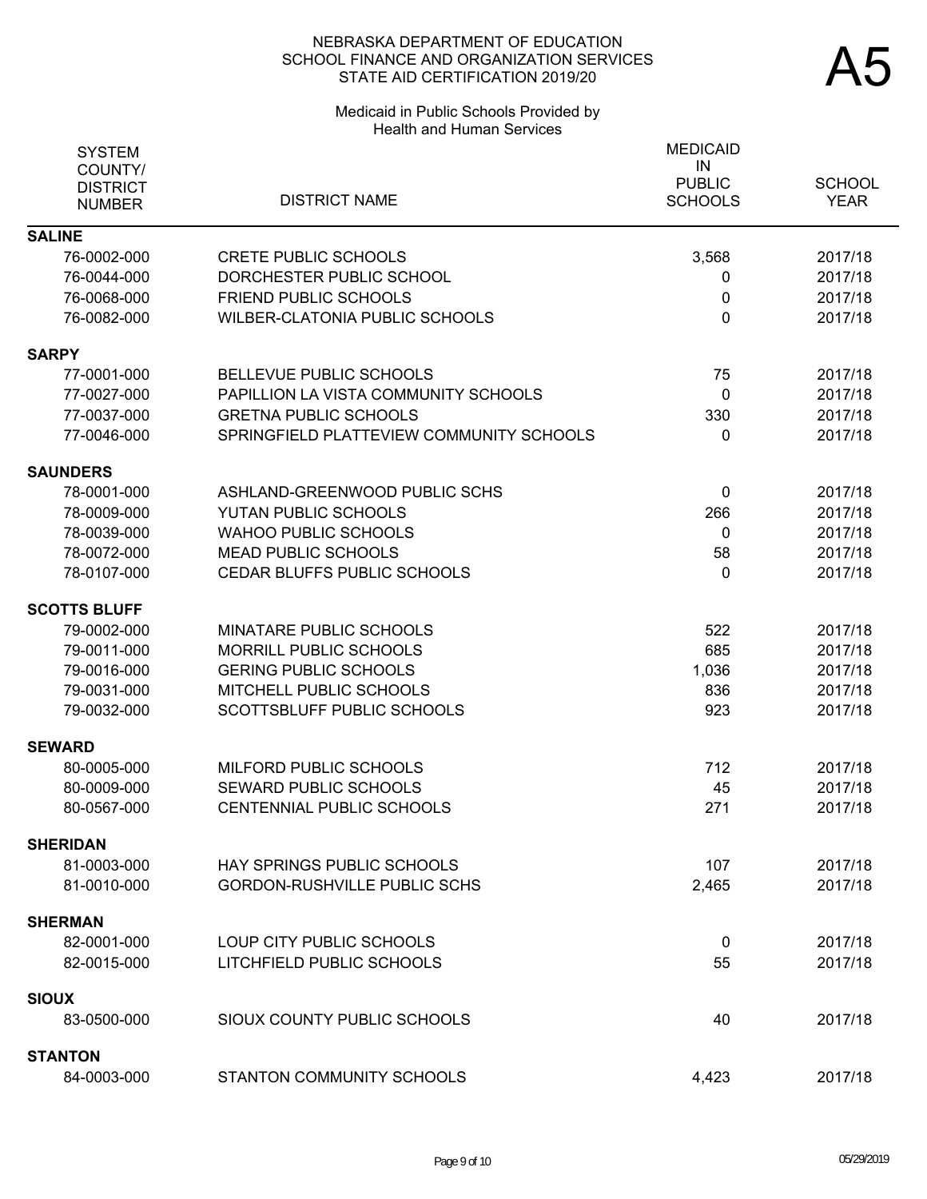NEBRASKA DEPARTMENT OF EDUCATION
SCHOOL FINANCE AND ORGANIZATION SERVICES
STATE AID CERTIFICATION 2019/20

# A5

Medicaid in Public Schools Provided by
Health and Human Services

| SYSTEM COUNTY/ DISTRICT NUMBER | DISTRICT NAME | MEDICAID IN PUBLIC SCHOOLS | SCHOOL YEAR |
|---|---|---|---|
| **SALINE** | | | |
| 76-0002-000 | CRETE PUBLIC SCHOOLS | 3,568 | 2017/18 |
| 76-0044-000 | DORCHESTER PUBLIC SCHOOL | 0 | 2017/18 |
| 76-0068-000 | FRIEND PUBLIC SCHOOLS | 0 | 2017/18 |
| 76-0082-000 | WILBER-CLATONIA PUBLIC SCHOOLS | 0 | 2017/18 |
| **SARPY** | | | |
| 77-0001-000 | BELLEVUE PUBLIC SCHOOLS | 75 | 2017/18 |
| 77-0027-000 | PAPILLION LA VISTA COMMUNITY SCHOOLS | 0 | 2017/18 |
| 77-0037-000 | GRETNA PUBLIC SCHOOLS | 330 | 2017/18 |
| 77-0046-000 | SPRINGFIELD PLATTEVIEW COMMUNITY SCHOOLS | 0 | 2017/18 |
| **SAUNDERS** | | | |
| 78-0001-000 | ASHLAND-GREENWOOD PUBLIC SCHS | 0 | 2017/18 |
| 78-0009-000 | YUTAN PUBLIC SCHOOLS | 266 | 2017/18 |
| 78-0039-000 | WAHOO PUBLIC SCHOOLS | 0 | 2017/18 |
| 78-0072-000 | MEAD PUBLIC SCHOOLS | 58 | 2017/18 |
| 78-0107-000 | CEDAR BLUFFS PUBLIC SCHOOLS | 0 | 2017/18 |
| **SCOTTS BLUFF** | | | |
| 79-0002-000 | MINATARE PUBLIC SCHOOLS | 522 | 2017/18 |
| 79-0011-000 | MORRILL PUBLIC SCHOOLS | 685 | 2017/18 |
| 79-0016-000 | GERING PUBLIC SCHOOLS | 1,036 | 2017/18 |
| 79-0031-000 | MITCHELL PUBLIC SCHOOLS | 836 | 2017/18 |
| 79-0032-000 | SCOTTSBLUFF PUBLIC SCHOOLS | 923 | 2017/18 |
| **SEWARD** | | | |
| 80-0005-000 | MILFORD PUBLIC SCHOOLS | 712 | 2017/18 |
| 80-0009-000 | SEWARD PUBLIC SCHOOLS | 45 | 2017/18 |
| 80-0567-000 | CENTENNIAL PUBLIC SCHOOLS | 271 | 2017/18 |
| **SHERIDAN** | | | |
| 81-0003-000 | HAY SPRINGS PUBLIC SCHOOLS | 107 | 2017/18 |
| 81-0010-000 | GORDON-RUSHVILLE PUBLIC SCHS | 2,465 | 2017/18 |
| **SHERMAN** | | | |
| 82-0001-000 | LOUP CITY PUBLIC SCHOOLS | 0 | 2017/18 |
| 82-0015-000 | LITCHFIELD PUBLIC SCHOOLS | 55 | 2017/18 |
| **SIOUX** | | | |
| 83-0500-000 | SIOUX COUNTY PUBLIC SCHOOLS | 40 | 2017/18 |
| **STANTON** | | | |
| 84-0003-000 | STANTON COMMUNITY SCHOOLS | 4,423 | 2017/18 |

05/29/2019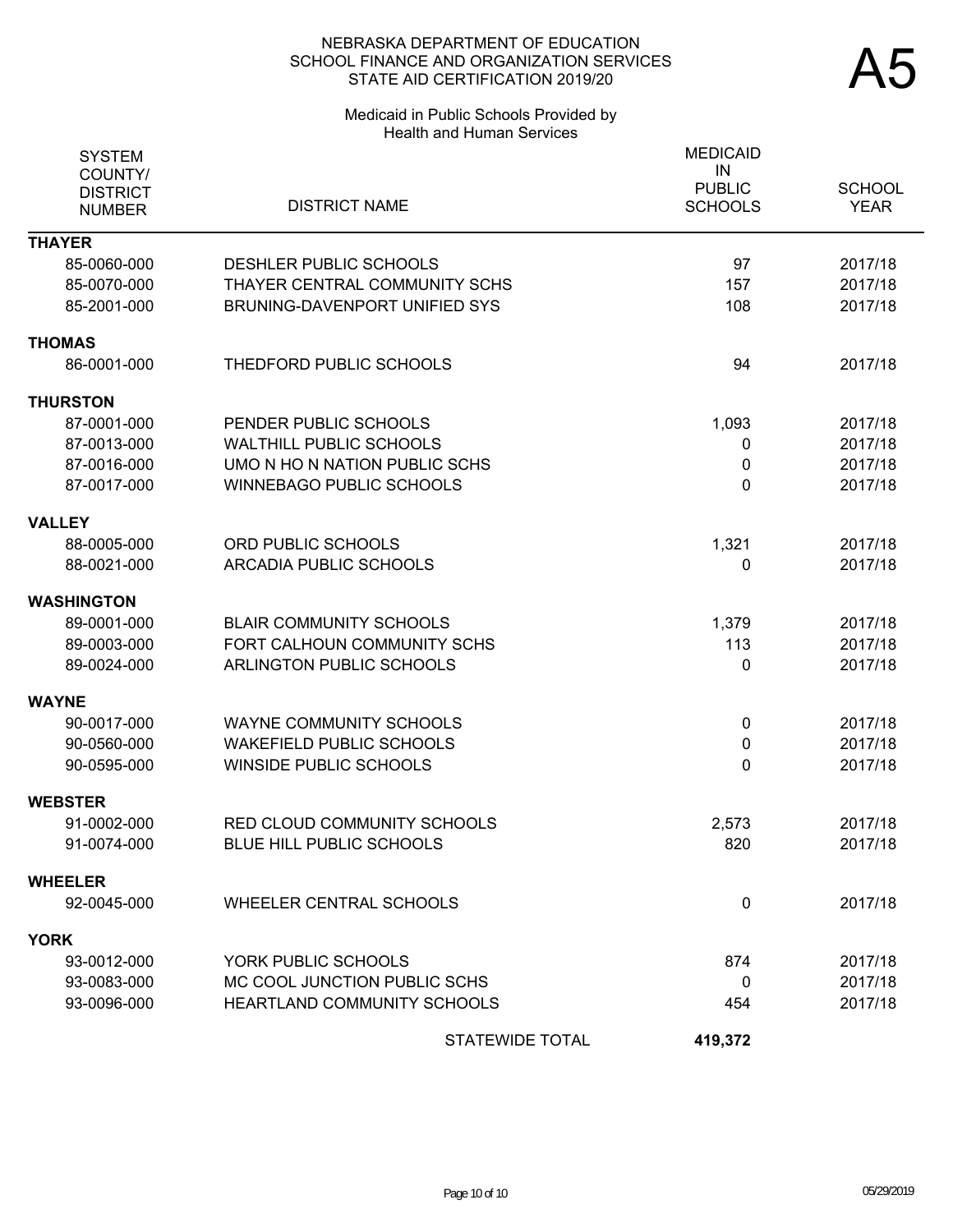NEBRASKA DEPARTMENT OF EDUCATION
SCHOOL FINANCE AND ORGANIZATION SERVICES
STATE AID CERTIFICATION 2019/20

# A5

Medicaid in Public Schools Provided by Health and Human Services

| SYSTEM COUNTY/ DISTRICT NUMBER | DISTRICT NAME | MEDICAID IN PUBLIC SCHOOLS | SCHOOL YEAR |
|---|---|---|---|
| **THAYER** | | | |
| 85-0060-000 | DESHLER PUBLIC SCHOOLS | 97 | 2017/18 |
| 85-0070-000 | THAYER CENTRAL COMMUNITY SCHS | 157 | 2017/18 |
| 85-2001-000 | BRUNING-DAVENPORT UNIFIED SYS | 108 | 2017/18 |
| **THOMAS** | | | |
| 86-0001-000 | THEDFORD PUBLIC SCHOOLS | 94 | 2017/18 |
| **THURSTON** | | | |
| 87-0001-000 | PENDER PUBLIC SCHOOLS | 1,093 | 2017/18 |
| 87-0013-000 | WALTHILL PUBLIC SCHOOLS | 0 | 2017/18 |
| 87-0016-000 | UMO N HO N NATION PUBLIC SCHS | 0 | 2017/18 |
| 87-0017-000 | WINNEBAGO PUBLIC SCHOOLS | 0 | 2017/18 |
| **VALLEY** | | | |
| 88-0005-000 | ORD PUBLIC SCHOOLS | 1,321 | 2017/18 |
| 88-0021-000 | ARCADIA PUBLIC SCHOOLS | 0 | 2017/18 |
| **WASHINGTON** | | | |
| 89-0001-000 | BLAIR COMMUNITY SCHOOLS | 1,379 | 2017/18 |
| 89-0003-000 | FORT CALHOUN COMMUNITY SCHS | 113 | 2017/18 |
| 89-0024-000 | ARLINGTON PUBLIC SCHOOLS | 0 | 2017/18 |
| **WAYNE** | | | |
| 90-0017-000 | WAYNE COMMUNITY SCHOOLS | 0 | 2017/18 |
| 90-0560-000 | WAKEFIELD PUBLIC SCHOOLS | 0 | 2017/18 |
| 90-0595-000 | WINSIDE PUBLIC SCHOOLS | 0 | 2017/18 |
| **WEBSTER** | | | |
| 91-0002-000 | RED CLOUD COMMUNITY SCHOOLS | 2,573 | 2017/18 |
| 91-0074-000 | BLUE HILL PUBLIC SCHOOLS | 820 | 2017/18 |
| **WHEELER** | | | |
| 92-0045-000 | WHEELER CENTRAL SCHOOLS | 0 | 2017/18 |
| **YORK** | | | |
| 93-0012-000 | YORK PUBLIC SCHOOLS | 874 | 2017/18 |
| 93-0083-000 | MC COOL JUNCTION PUBLIC SCHS | 0 | 2017/18 |
| 93-0096-000 | HEARTLAND COMMUNITY SCHOOLS | 454 | 2017/18 |
| | STATEWIDE TOTAL | **419,372** | |

05/29/2019